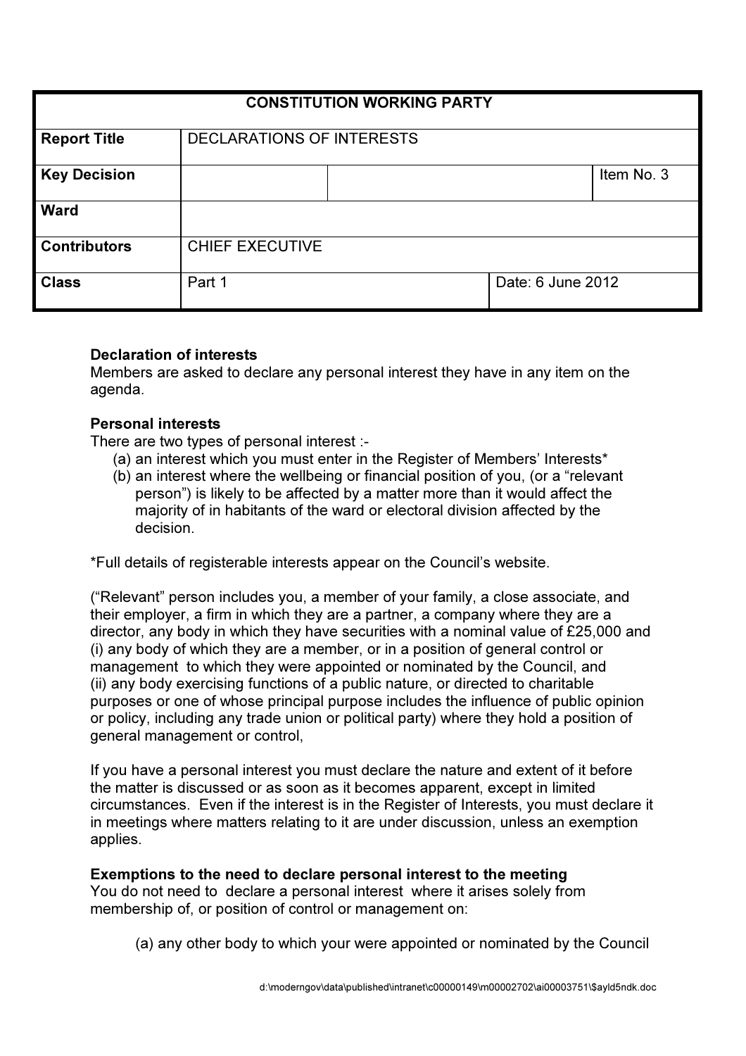| CONSTITUTION WORKING PARTY | | | |
|---|---|---|---|
| **Report Title** | DECLARATIONS OF INTERESTS | | |
| **Key Decision** | | | Item No. 3 |
| **Ward** | | | |
| **Contributors** | CHIEF EXECUTIVE | | |
| **Class** | Part 1 | Date: 6 June 2012 | |

**Declaration of interests**
Members are asked to declare any personal interest they have in any item on the agenda.

**Personal interests**
There are two types of personal interest :-

(a) an interest which you must enter in the Register of Members' Interests*
(b) an interest where the wellbeing or financial position of you, (or a "relevant person") is likely to be affected by a matter more than it would affect the majority of in habitants of the ward or electoral division affected by the decision.

*Full details of registerable interests appear on the Council's website.

("Relevant" person includes you, a member of your family, a close associate, and their employer, a firm in which they are a partner, a company where they are a director, any body in which they have securities with a nominal value of £25,000 and
(i) any body of which they are a member, or in a position of general control or management to which they were appointed or nominated by the Council, and
(ii) any body exercising functions of a public nature, or directed to charitable purposes or one of whose principal purpose includes the influence of public opinion or policy, including any trade union or political party) where they hold a position of general management or control,

If you have a personal interest you must declare the nature and extent of it before the matter is discussed or as soon as it becomes apparent, except in limited circumstances. Even if the interest is in the Register of Interests, you must declare it in meetings where matters relating to it are under discussion, unless an exemption applies.

**Exemptions to the need to declare personal interest to the meeting**
You do not need to declare a personal interest where it arises solely from membership of, or position of control or management on:

(a) any other body to which your were appointed or nominated by the Council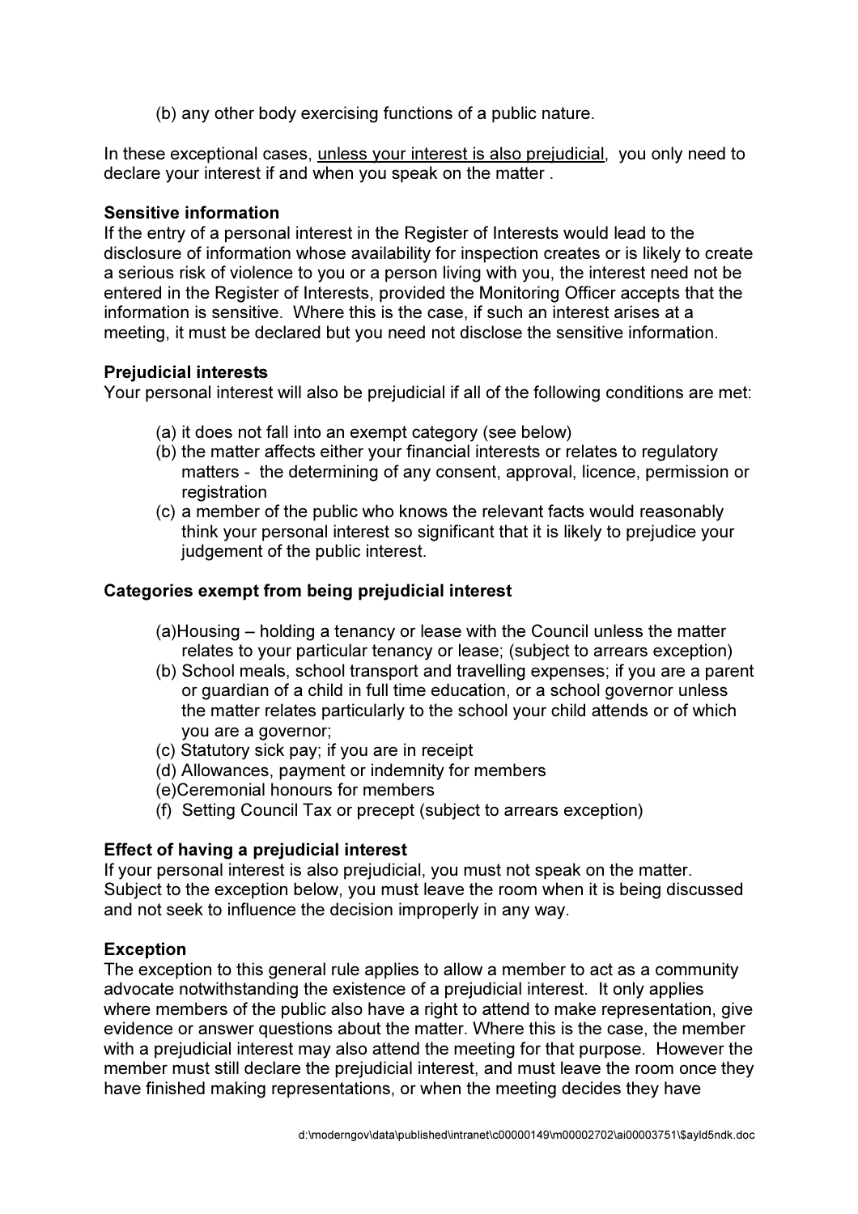(b) any other body exercising functions of a public nature.

In these exceptional cases, <u>unless your interest is also prejudicial</u>, you only need to declare your interest if and when you speak on the matter .

**Sensitive information**

If the entry of a personal interest in the Register of Interests would lead to the disclosure of information whose availability for inspection creates or is likely to create a serious risk of violence to you or a person living with you, the interest need not be entered in the Register of Interests, provided the Monitoring Officer accepts that the information is sensitive. Where this is the case, if such an interest arises at a meeting, it must be declared but you need not disclose the sensitive information.

**Prejudicial interests**

Your personal interest will also be prejudicial if all of the following conditions are met:

(a) it does not fall into an exempt category (see below)
(b) the matter affects either your financial interests or relates to regulatory matters - the determining of any consent, approval, licence, permission or registration
(c) a member of the public who knows the relevant facts would reasonably think your personal interest so significant that it is likely to prejudice your judgement of the public interest.

**Categories exempt from being prejudicial interest**

(a)Housing – holding a tenancy or lease with the Council unless the matter relates to your particular tenancy or lease; (subject to arrears exception)
(b) School meals, school transport and travelling expenses; if you are a parent or guardian of a child in full time education, or a school governor unless the matter relates particularly to the school your child attends or of which you are a governor;
(c) Statutory sick pay; if you are in receipt
(d) Allowances, payment or indemnity for members
(e)Ceremonial honours for members
(f) Setting Council Tax or precept (subject to arrears exception)

**Effect of having a prejudicial interest**

If your personal interest is also prejudicial, you must not speak on the matter. Subject to the exception below, you must leave the room when it is being discussed and not seek to influence the decision improperly in any way.

**Exception**

The exception to this general rule applies to allow a member to act as a community advocate notwithstanding the existence of a prejudicial interest. It only applies where members of the public also have a right to attend to make representation, give evidence or answer questions about the matter. Where this is the case, the member with a prejudicial interest may also attend the meeting for that purpose. However the member must still declare the prejudicial interest, and must leave the room once they have finished making representations, or when the meeting decides they have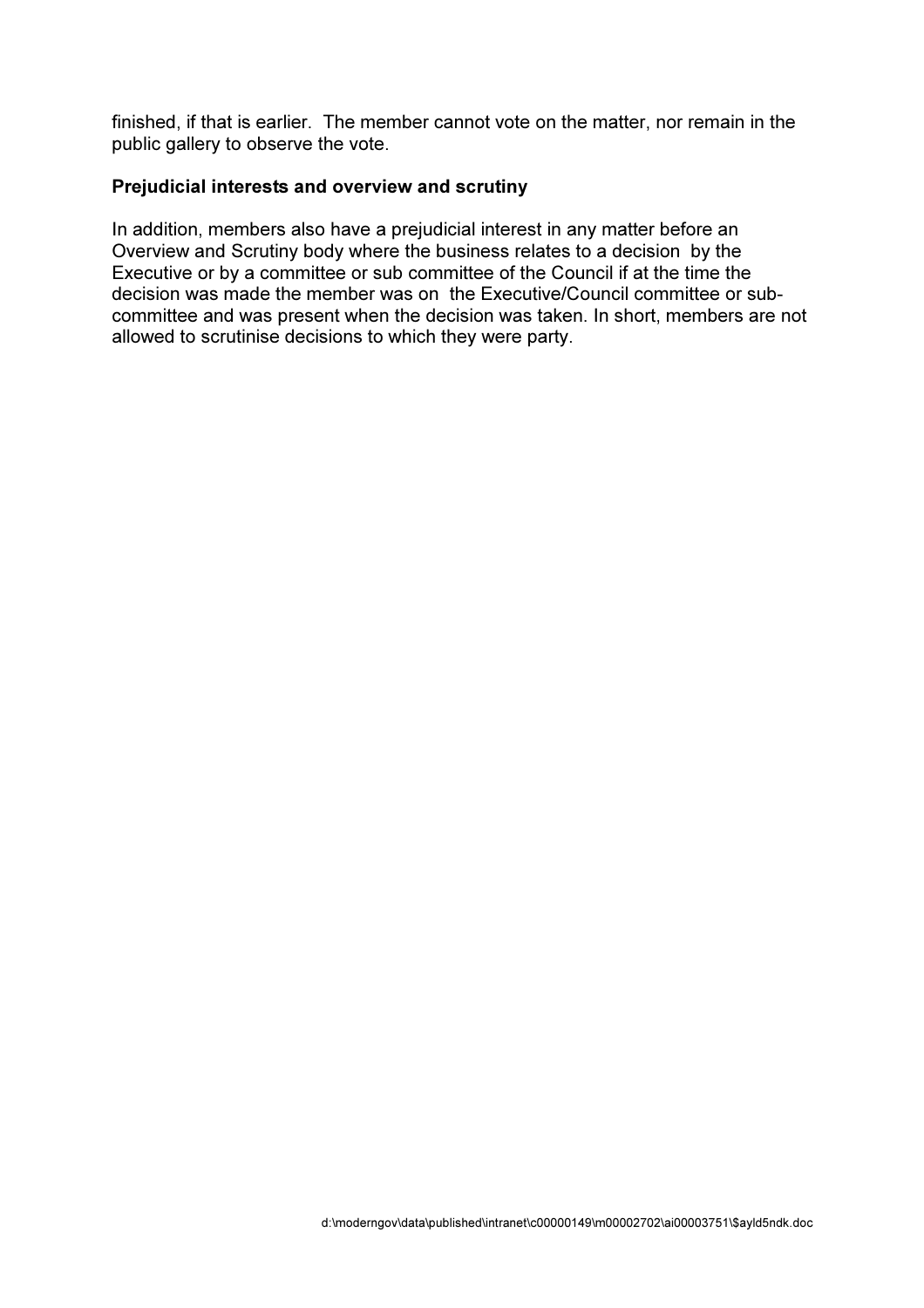finished, if that is earlier.  The member cannot vote on the matter, nor remain in the public gallery to observe the vote.

**Prejudicial interests and overview and scrutiny**

In addition, members also have a prejudicial interest in any matter before an Overview and Scrutiny body where the business relates to a decision  by the Executive or by a committee or sub committee of the Council if at the time the decision was made the member was on  the Executive/Council committee or sub-committee and was present when the decision was taken. In short, members are not allowed to scrutinise decisions to which they were party.